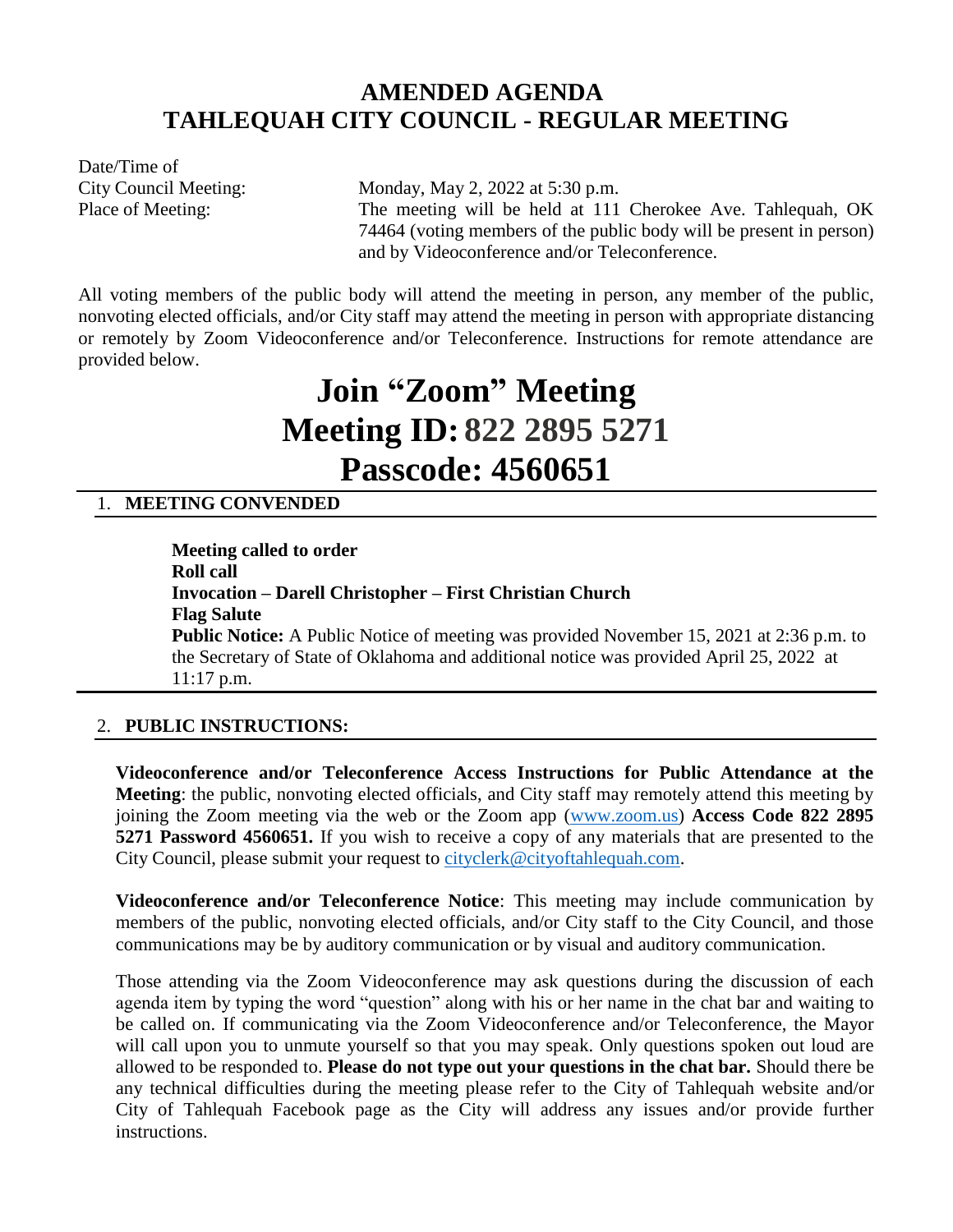# AMENDED AGENDA
# TAHLEQUAH CITY COUNCIL - REGULAR MEETING

Date/Time of
City Council Meeting: Monday, May 2, 2022 at 5:30 p.m.
Place of Meeting: The meeting will be held at 111 Cherokee Ave. Tahlequah, OK 74464 (voting members of the public body will be present in person) and by Videoconference and/or Teleconference.

All voting members of the public body will attend the meeting in person, any member of the public, nonvoting elected officials, and/or City staff may attend the meeting in person with appropriate distancing or remotely by Zoom Videoconference and/or Teleconference. Instructions for remote attendance are provided below.

# Join "Zoom" Meeting
# Meeting ID: 822 2895 5271
# Passcode: 4560651

## 1. MEETING CONVENDED

**Meeting called to order**
**Roll call**
**Invocation – Darell Christopher – First Christian Church**
**Flag Salute**
**Public Notice:** A Public Notice of meeting was provided November 15, 2021 at 2:36 p.m. to the Secretary of State of Oklahoma and additional notice was provided April 25, 2022 at 11:17 p.m.

## 2. PUBLIC INSTRUCTIONS:

**Videoconference and/or Teleconference Access Instructions for Public Attendance at the Meeting**: the public, nonvoting elected officials, and City staff may remotely attend this meeting by joining the Zoom meeting via the web or the Zoom app (www.zoom.us) **Access Code 822 2895 5271 Password 4560651.** If you wish to receive a copy of any materials that are presented to the City Council, please submit your request to cityclerk@cityoftahlequah.com.

**Videoconference and/or Teleconference Notice**: This meeting may include communication by members of the public, nonvoting elected officials, and/or City staff to the City Council, and those communications may be by auditory communication or by visual and auditory communication.

Those attending via the Zoom Videoconference may ask questions during the discussion of each agenda item by typing the word "question" along with his or her name in the chat bar and waiting to be called on. If communicating via the Zoom Videoconference and/or Teleconference, the Mayor will call upon you to unmute yourself so that you may speak. Only questions spoken out loud are allowed to be responded to. **Please do not type out your questions in the chat bar.** Should there be any technical difficulties during the meeting please refer to the City of Tahlequah website and/or City of Tahlequah Facebook page as the City will address any issues and/or provide further instructions.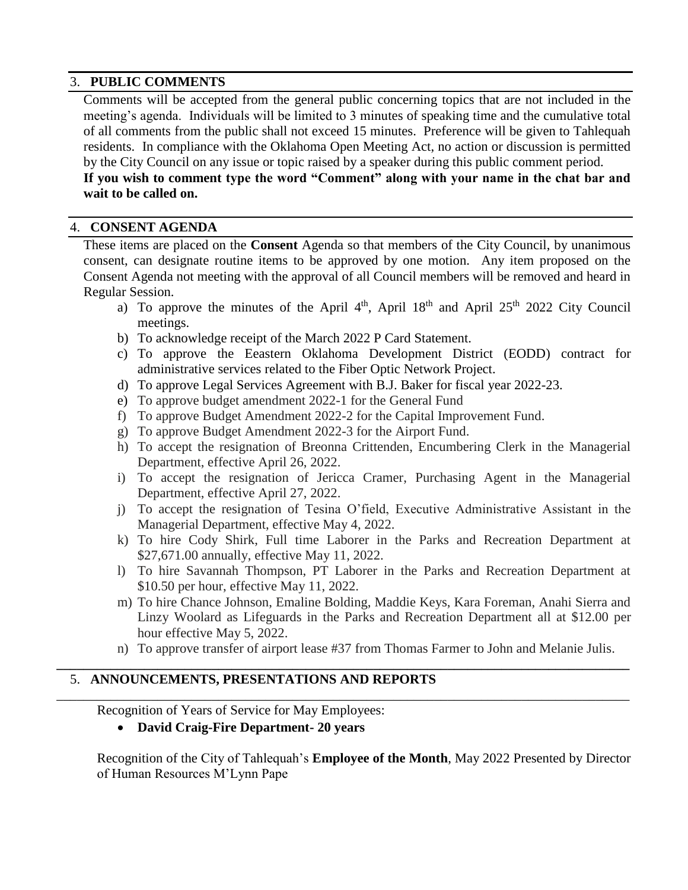## 3. PUBLIC COMMENTS

Comments will be accepted from the general public concerning topics that are not included in the meeting's agenda. Individuals will be limited to 3 minutes of speaking time and the cumulative total of all comments from the public shall not exceed 15 minutes. Preference will be given to Tahlequah residents. In compliance with the Oklahoma Open Meeting Act, no action or discussion is permitted by the City Council on any issue or topic raised by a speaker during this public comment period.

**If you wish to comment type the word "Comment" along with your name in the chat bar and wait to be called on.**

## 4. CONSENT AGENDA

These items are placed on the **Consent** Agenda so that members of the City Council, by unanimous consent, can designate routine items to be approved by one motion. Any item proposed on the Consent Agenda not meeting with the approval of all Council members will be removed and heard in Regular Session.

a) To approve the minutes of the April 4th, April 18th and April 25th 2022 City Council meetings.
b) To acknowledge receipt of the March 2022 P Card Statement.
c) To approve the Eeastern Oklahoma Development District (EODD) contract for administrative services related to the Fiber Optic Network Project.
d) To approve Legal Services Agreement with B.J. Baker for fiscal year 2022-23.
e) To approve budget amendment 2022-1 for the General Fund
f) To approve Budget Amendment 2022-2 for the Capital Improvement Fund.
g) To approve Budget Amendment 2022-3 for the Airport Fund.
h) To accept the resignation of Breonna Crittenden, Encumbering Clerk in the Managerial Department, effective April 26, 2022.
i) To accept the resignation of Jericca Cramer, Purchasing Agent in the Managerial Department, effective April 27, 2022.
j) To accept the resignation of Tesina O'field, Executive Administrative Assistant in the Managerial Department, effective May 4, 2022.
k) To hire Cody Shirk, Full time Laborer in the Parks and Recreation Department at $27,671.00 annually, effective May 11, 2022.
l) To hire Savannah Thompson, PT Laborer in the Parks and Recreation Department at $10.50 per hour, effective May 11, 2022.
m) To hire Chance Johnson, Emaline Bolding, Maddie Keys, Kara Foreman, Anahi Sierra and Linzy Woolard as Lifeguards in the Parks and Recreation Department all at $12.00 per hour effective May 5, 2022.
n) To approve transfer of airport lease #37 from Thomas Farmer to John and Melanie Julis.

## 5. ANNOUNCEMENTS, PRESENTATIONS AND REPORTS

Recognition of Years of Service for May Employees:

- **David Craig-Fire Department- 20 years**

Recognition of the City of Tahlequah's **Employee of the Month**, May 2022 Presented by Director of Human Resources M'Lynn Pape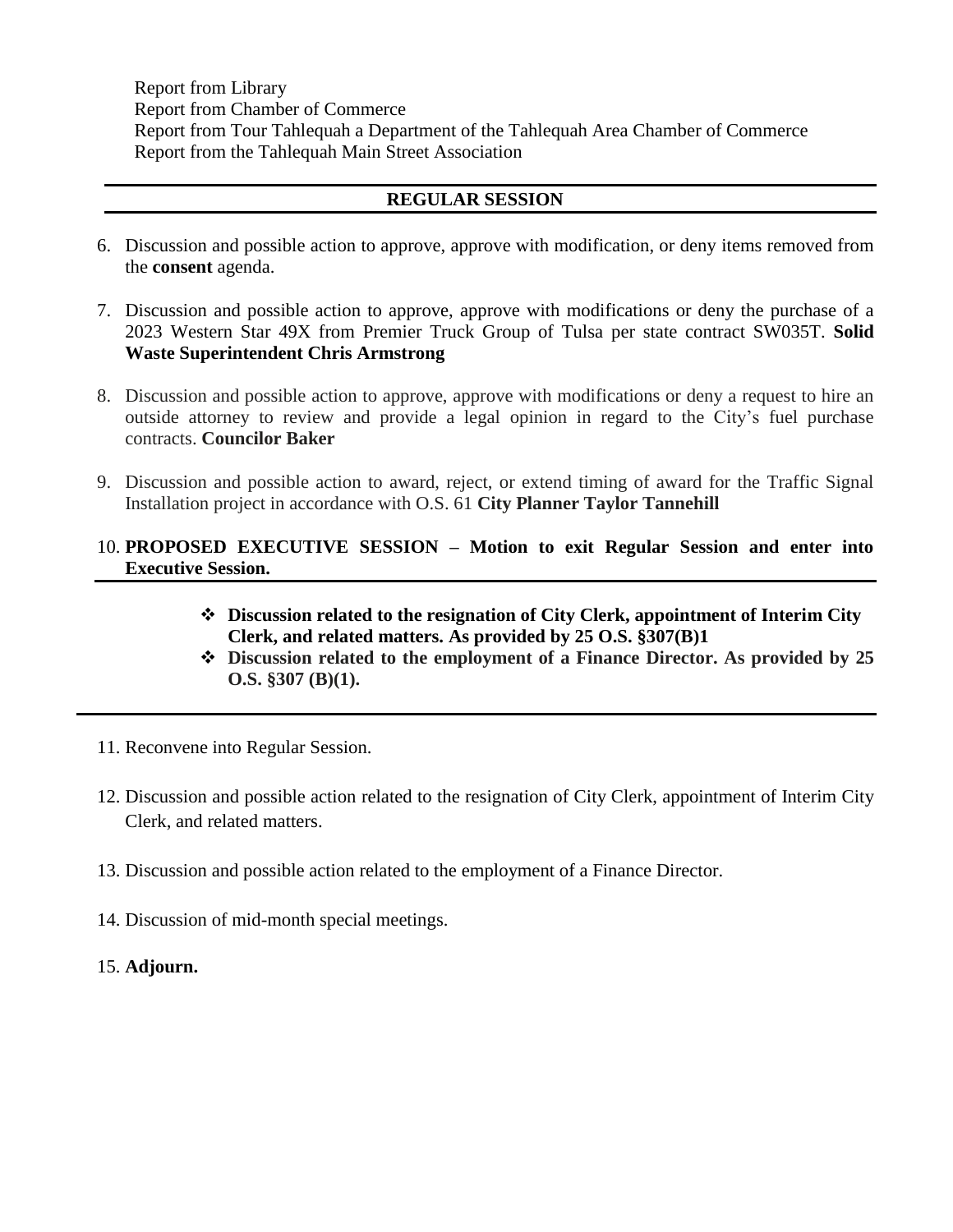Report from Library
Report from Chamber of Commerce
Report from Tour Tahlequah a Department of the Tahlequah Area Chamber of Commerce
Report from the Tahlequah Main Street Association

## REGULAR SESSION

6. Discussion and possible action to approve, approve with modification, or deny items removed from the **consent** agenda.

7. Discussion and possible action to approve, approve with modifications or deny the purchase of a 2023 Western Star 49X from Premier Truck Group of Tulsa per state contract SW035T. **Solid Waste Superintendent Chris Armstrong**

8. Discussion and possible action to approve, approve with modifications or deny a request to hire an outside attorney to review and provide a legal opinion in regard to the City's fuel purchase contracts. **Councilor Baker**

9. Discussion and possible action to award, reject, or extend timing of award for the Traffic Signal Installation project in accordance with O.S. 61 **City Planner Taylor Tannehill**

10. **PROPOSED EXECUTIVE SESSION – Motion to exit Regular Session and enter into Executive Session.**

    - **Discussion related to the resignation of City Clerk, appointment of Interim City Clerk, and related matters. As provided by 25 O.S. §307(B)1**
    - **Discussion related to the employment of a Finance Director. As provided by 25 O.S. §307 (B)(1).**

11. Reconvene into Regular Session.

12. Discussion and possible action related to the resignation of City Clerk, appointment of Interim City Clerk, and related matters.

13. Discussion and possible action related to the employment of a Finance Director.

14. Discussion of mid-month special meetings.

15. **Adjourn.**